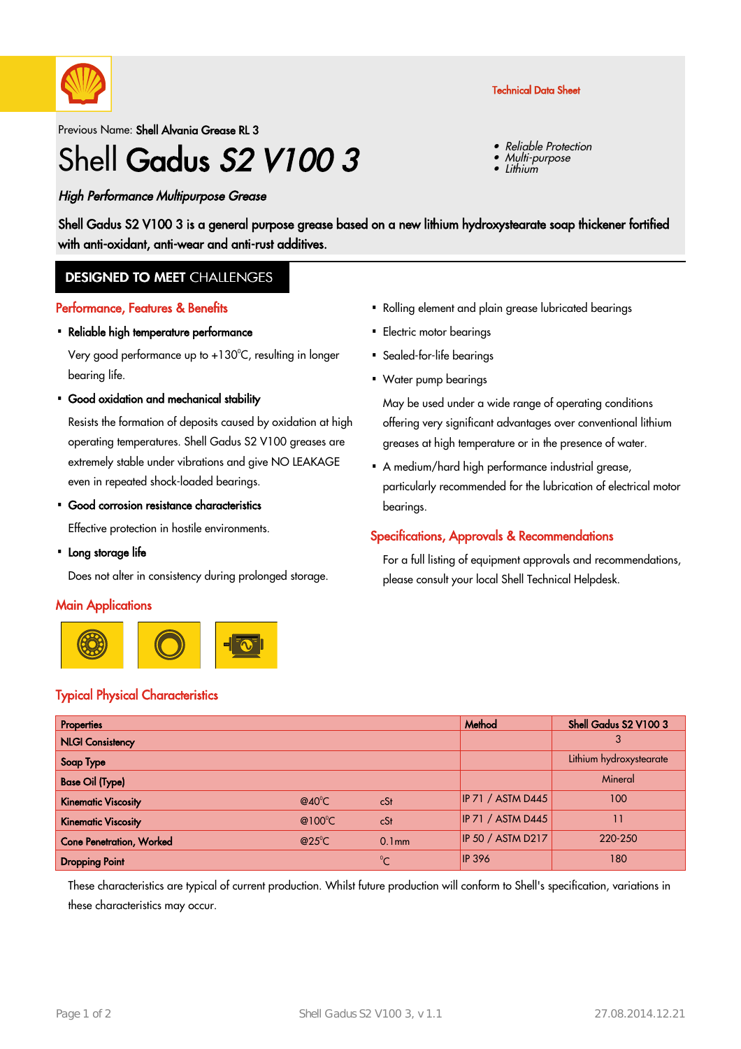Technical Data Sheet

Previous Name: **Shell Alvania Grease RL 3**

# Shell **Gadus** ***S2 V100 3***

- *Reliable Protection*
- *Multi-purpose*
- *Lithium*

*High Performance Multipurpose Grease*

Shell Gadus S2 V100 3 is a general purpose grease based on a new lithium hydroxystearate soap thickener fortified with anti-oxidant, anti-wear and anti-rust additives.

## DESIGNED TO MEET CHALLENGES

### Performance, Features & Benefits

- **Reliable high temperature performance**

  Very good performance up to +130°C, resulting in longer bearing life.

- **Good oxidation and mechanical stability**

  Resists the formation of deposits caused by oxidation at high operating temperatures. Shell Gadus S2 V100 greases are extremely stable under vibrations and give NO LEAKAGE even in repeated shock-loaded bearings.

- **Good corrosion resistance characteristics**

  Effective protection in hostile environments.

- **Long storage life**

  Does not alter in consistency during prolonged storage.

### Main Applications

- Rolling element and plain grease lubricated bearings
- Electric motor bearings
- Sealed-for-life bearings
- Water pump bearings

  May be used under a wide range of operating conditions offering very significant advantages over conventional lithium greases at high temperature or in the presence of water.

- A medium/hard high performance industrial grease, particularly recommended for the lubrication of electrical motor bearings.

### Specifications, Approvals & Recommendations

For a full listing of equipment approvals and recommendations, please consult your local Shell Technical Helpdesk.

### Typical Physical Characteristics

| Properties | | | Method | Shell Gadus S2 V100 3 |
|---|---|---|---|---|
| NLGI Consistency | | | | 3 |
| Soap Type | | | | Lithium hydroxystearate |
| Base Oil (type) | | | | Mineral |
| Kinematic Viscosity | @40°C | cSt | IP 71 / ASTM D445 | 100 |
| Kinematic Viscosity | @100°C | cSt | IP 71 / ASTM D445 | 11 |
| Cone Penetration, Worked | @25°C | 0.1mm | IP 50 / ASTM D217 | 220-250 |
| Dropping Point | | °C | IP 396 | 180 |

These characteristics are typical of current production. Whilst future production will conform to Shell's specification, variations in these characteristics may occur.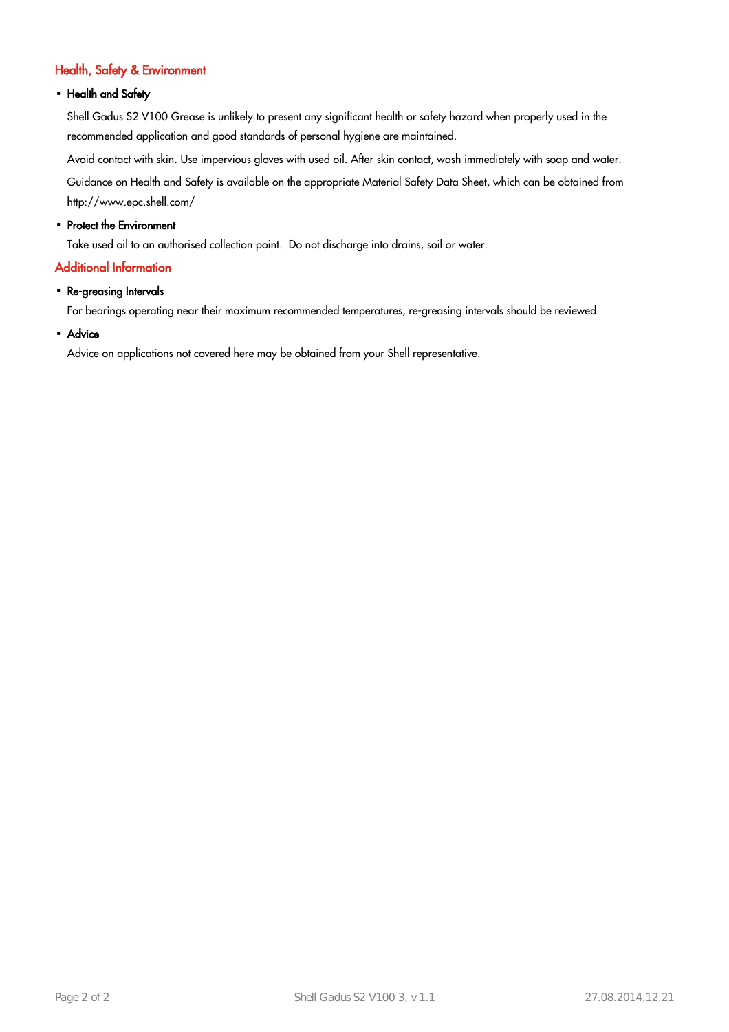## Health, Safety & Environment

- **Health and Safety**

  Shell Gadus S2 V100 Grease is unlikely to present any significant health or safety hazard when properly used in the recommended application and good standards of personal hygiene are maintained.

  Avoid contact with skin. Use impervious gloves with used oil. After skin contact, wash immediately with soap and water.

  Guidance on Health and Safety is available on the appropriate Material Safety Data Sheet, which can be obtained from http://www.epc.shell.com/

- **Protect the Environment**

  Take used oil to an authorised collection point. Do not discharge into drains, soil or water.

## Additional Information

- **Re-greasing Intervals**

  For bearings operating near their maximum recommended temperatures, re-greasing intervals should be reviewed.

- **Advice**

  Advice on applications not covered here may be obtained from your Shell representative.